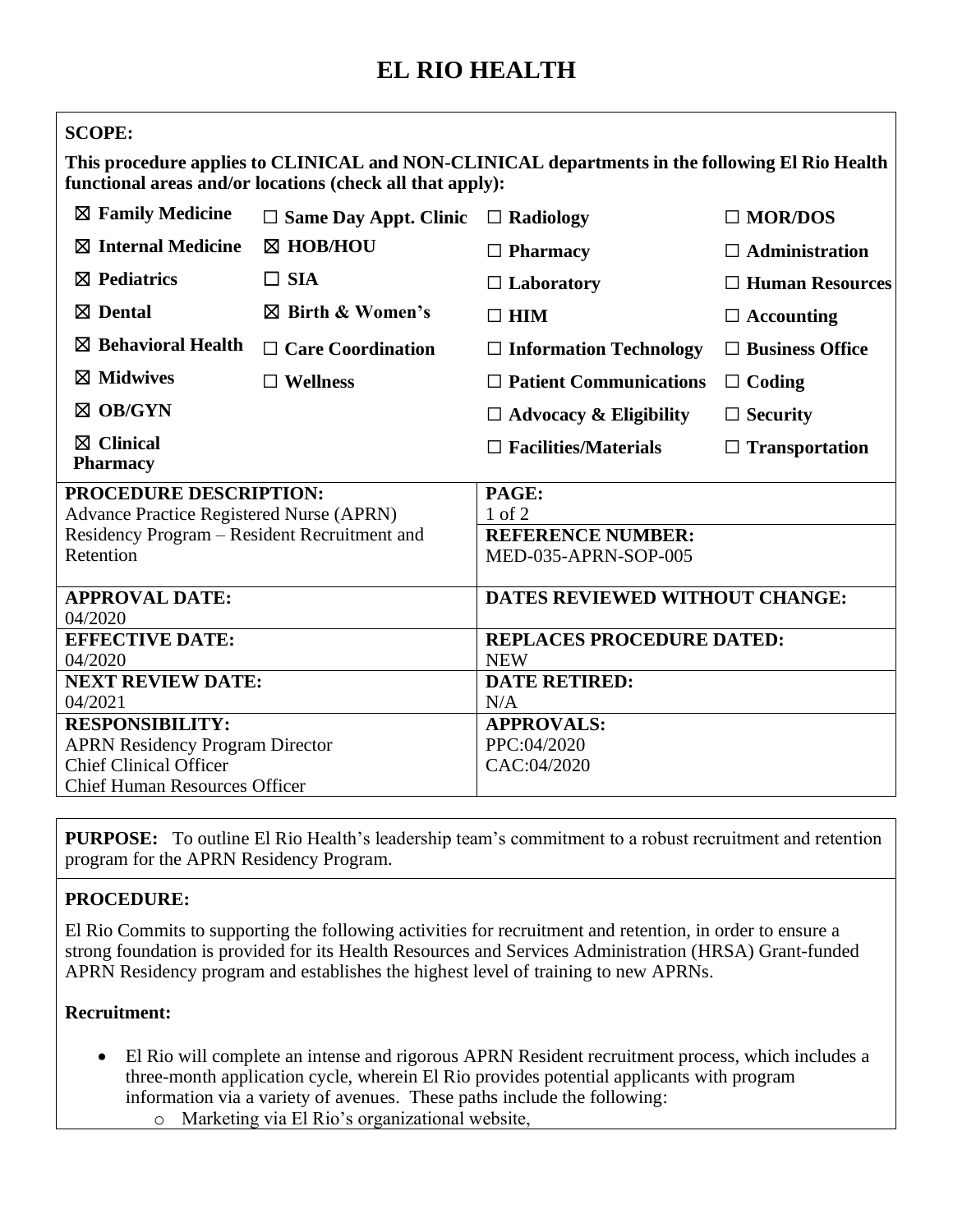# EL RIO HEALTH

**SCOPE:**

**This procedure applies to CLINICAL and NON-CLINICAL departments in the following El Rio Health functional areas and/or locations (check all that apply):**

| | | | |
|---|---|---|---|
| ☒ **Family Medicine** | ☐ **Same Day Appt. Clinic** | ☐ **Radiology** | ☐ **MOR/DOS** |
| ☒ **Internal Medicine** | ☒ **HOB/HOU** | ☐ **Pharmacy** | ☐ **Administration** |
| ☒ **Pediatrics** | ☐ **SIA** | ☐ **Laboratory** | ☐ **Human Resources** |
| ☒ **Dental** | ☒ **Birth & Women's** | ☐ **HIM** | ☐ **Accounting** |
| ☒ **Behavioral Health** | ☐ **Care Coordination** | ☐ **Information Technology** | ☐ **Business Office** |
| ☒ **Midwives** | ☐ **Wellness** | ☐ **Patient Communications** | ☐ **Coding** |
| ☒ **OB/GYN** | | ☐ **Advocacy & Eligibility** | ☐ **Security** |
| ☒ **Clinical Pharmacy** | | ☐ **Facilities/Materials** | ☐ **Transportation** |

| | |
|---|---|
| **PROCEDURE DESCRIPTION:** Advance Practice Registered Nurse (APRN) Residency Program – Resident Recruitment and Retention | **PAGE:** 1 of 2 <br> **REFERENCE NUMBER:** MED-035-APRN-SOP-005 |
| **APPROVAL DATE:** 04/2020 | **DATES REVIEWED WITHOUT CHANGE:** |
| **EFFECTIVE DATE:** 04/2020 | **REPLACES PROCEDURE DATED:** NEW |
| **NEXT REVIEW DATE:** 04/2021 | **DATE RETIRED:** N/A |
| **RESPONSIBILITY:** APRN Residency Program Director, Chief Clinical Officer, Chief Human Resources Officer | **APPROVALS:** PPC:04/2020, CAC:04/2020 |

**PURPOSE:** To outline El Rio Health's leadership team's commitment to a robust recruitment and retention program for the APRN Residency Program.

**PROCEDURE:**

El Rio Commits to supporting the following activities for recruitment and retention, in order to ensure a strong foundation is provided for its Health Resources and Services Administration (HRSA) Grant-funded APRN Residency program and establishes the highest level of training to new APRNs.

**Recruitment:**

- El Rio will complete an intense and rigorous APRN Resident recruitment process, which includes a three-month application cycle, wherein El Rio provides potential applicants with program information via a variety of avenues. These paths include the following:
  - Marketing via El Rio's organizational website,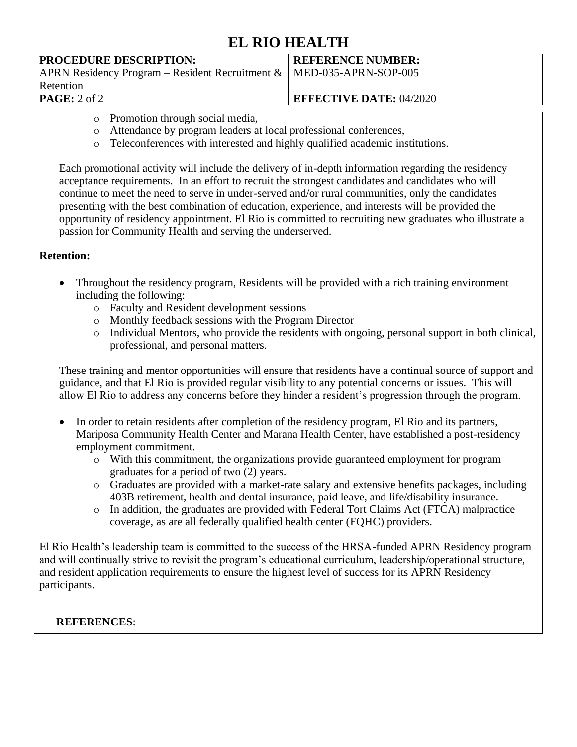- Promotion through social media,
- Attendance by program leaders at local professional conferences,
- Teleconferences with interested and highly qualified academic institutions.

Each promotional activity will include the delivery of in-depth information regarding the residency acceptance requirements. In an effort to recruit the strongest candidates and candidates who will continue to meet the need to serve in under-served and/or rural communities, only the candidates presenting with the best combination of education, experience, and interests will be provided the opportunity of residency appointment. El Rio is committed to recruiting new graduates who illustrate a passion for Community Health and serving the underserved.

**Retention:**

- Throughout the residency program, Residents will be provided with a rich training environment including the following:
  - Faculty and Resident development sessions
  - Monthly feedback sessions with the Program Director
  - Individual Mentors, who provide the residents with ongoing, personal support in both clinical, professional, and personal matters.

These training and mentor opportunities will ensure that residents have a continual source of support and guidance, and that El Rio is provided regular visibility to any potential concerns or issues. This will allow El Rio to address any concerns before they hinder a resident's progression through the program.

- In order to retain residents after completion of the residency program, El Rio and its partners, Mariposa Community Health Center and Marana Health Center, have established a post-residency employment commitment.
  - With this commitment, the organizations provide guaranteed employment for program graduates for a period of two (2) years.
  - Graduates are provided with a market-rate salary and extensive benefits packages, including 403B retirement, health and dental insurance, paid leave, and life/disability insurance.
  - In addition, the graduates are provided with Federal Tort Claims Act (FTCA) malpractice coverage, as are all federally qualified health center (FQHC) providers.

El Rio Health's leadership team is committed to the success of the HRSA-funded APRN Residency program and will continually strive to revisit the program's educational curriculum, leadership/operational structure, and resident application requirements to ensure the highest level of success for its APRN Residency participants.

**REFERENCES**: